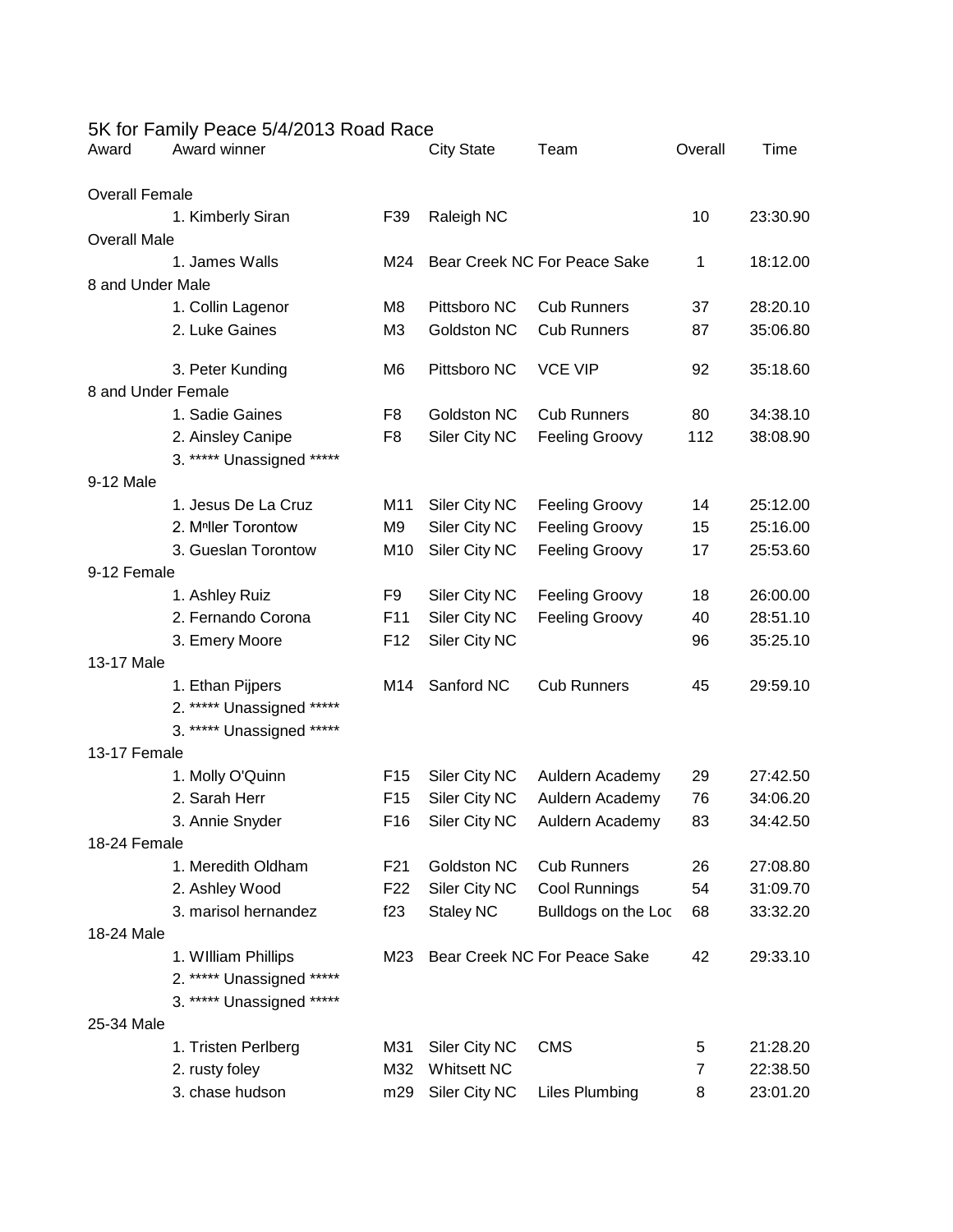# 5K for Family Peace 5/4/2013 Road Race

| Award | Award winner | | City State | Team | Overall | Time |
|---|---|---|---|---|---|---|
| Overall Female | | | | | | |
| | 1. Kimberly Siran | F39 | Raleigh NC | | 10 | 23:30.90 |
| Overall Male | | | | | | |
| | 1. James Walls | M24 | Bear Creek NC | For Peace Sake | 1 | 18:12.00 |
| 8 and Under Male | | | | | | |
| | 1. Collin Lagenor | M8 | Pittsboro NC | Cub Runners | 37 | 28:20.10 |
| | 2. Luke Gaines | M3 | Goldston NC | Cub Runners | 87 | 35:06.80 |
| | 3. Peter Kunding | M6 | Pittsboro NC | VCE VIP | 92 | 35:18.60 |
| 8 and Under Female | | | | | | |
| | 1. Sadie Gaines | F8 | Goldston NC | Cub Runners | 80 | 34:38.10 |
| | 2. Ainsley Canipe | F8 | Siler City NC | Feeling Groovy | 112 | 38:08.90 |
| | 3. ***** Unassigned ***** | | | | | |
| 9-12 Male | | | | | | |
| | 1. Jesus De La Cruz | M11 | Siler City NC | Feeling Groovy | 14 | 25:12.00 |
| | 2. Mnller Torontow | M9 | Siler City NC | Feeling Groovy | 15 | 25:16.00 |
| | 3. Gueslan Torontow | M10 | Siler City NC | Feeling Groovy | 17 | 25:53.60 |
| 9-12 Female | | | | | | |
| | 1. Ashley Ruiz | F9 | Siler City NC | Feeling Groovy | 18 | 26:00.00 |
| | 2. Fernando Corona | F11 | Siler City NC | Feeling Groovy | 40 | 28:51.10 |
| | 3. Emery Moore | F12 | Siler City NC | | 96 | 35:25.10 |
| 13-17 Male | | | | | | |
| | 1. Ethan Pijpers | M14 | Sanford NC | Cub Runners | 45 | 29:59.10 |
| | 2. ***** Unassigned ***** | | | | | |
| | 3. ***** Unassigned ***** | | | | | |
| 13-17 Female | | | | | | |
| | 1. Molly O'Quinn | F15 | Siler City NC | Auldern Academy | 29 | 27:42.50 |
| | 2. Sarah Herr | F15 | Siler City NC | Auldern Academy | 76 | 34:06.20 |
| | 3. Annie Snyder | F16 | Siler City NC | Auldern Academy | 83 | 34:42.50 |
| 18-24 Female | | | | | | |
| | 1. Meredith Oldham | F21 | Goldston NC | Cub Runners | 26 | 27:08.80 |
| | 2. Ashley Wood | F22 | Siler City NC | Cool Runnings | 54 | 31:09.70 |
| | 3. marisol hernandez | f23 | Staley NC | Bulldogs on the Loc | 68 | 33:32.20 |
| 18-24 Male | | | | | | |
| | 1. WIlliam Phillips | M23 | Bear Creek NC | For Peace Sake | 42 | 29:33.10 |
| | 2. ***** Unassigned ***** | | | | | |
| | 3. ***** Unassigned ***** | | | | | |
| 25-34 Male | | | | | | |
| | 1. Tristen Perlberg | M31 | Siler City NC | CMS | 5 | 21:28.20 |
| | 2. rusty foley | M32 | Whitsett NC | | 7 | 22:38.50 |
| | 3. chase hudson | m29 | Siler City NC | Liles Plumbing | 8 | 23:01.20 |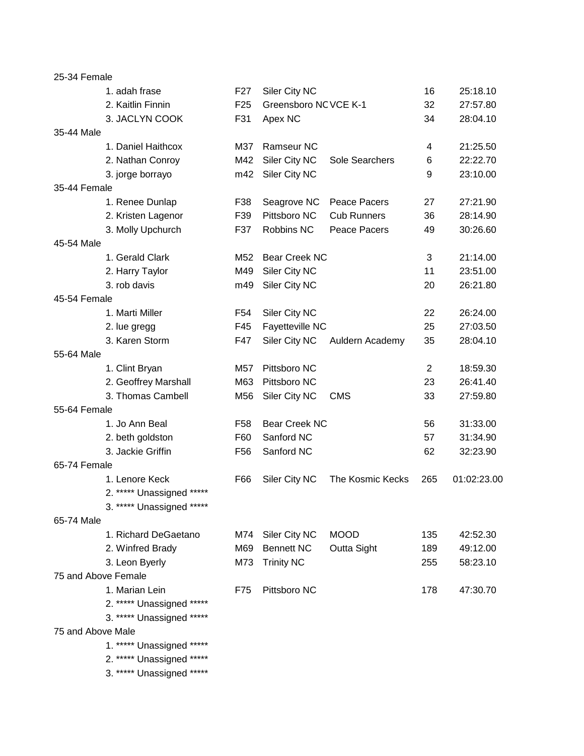25-34 Female

| | | | | | |
|---|---|---|---|---|---|
| 1. adah frase | F27 | Siler City NC | | 16 | 25:18.10 |
| 2. Kaitlin Finnin | F25 | Greensboro NC | VCE K-1 | 32 | 27:57.80 |
| 3. JACLYN COOK | F31 | Apex NC | | 34 | 28:04.10 |

35-44 Male

| | | | | | |
|---|---|---|---|---|---|
| 1. Daniel Haithcox | M37 | Ramseur NC | | 4 | 21:25.50 |
| 2. Nathan Conroy | M42 | Siler City NC | Sole Searchers | 6 | 22:22.70 |
| 3. jorge borrayo | m42 | Siler City NC | | 9 | 23:10.00 |

35-44 Female

| | | | | | |
|---|---|---|---|---|---|
| 1. Renee Dunlap | F38 | Seagrove NC | Peace Pacers | 27 | 27:21.90 |
| 2. Kristen Lagenor | F39 | Pittsboro NC | Cub Runners | 36 | 28:14.90 |
| 3. Molly Upchurch | F37 | Robbins NC | Peace Pacers | 49 | 30:26.60 |

45-54 Male

| | | | | | |
|---|---|---|---|---|---|
| 1. Gerald Clark | M52 | Bear Creek NC | | 3 | 21:14.00 |
| 2. Harry Taylor | M49 | Siler City NC | | 11 | 23:51.00 |
| 3. rob davis | m49 | Siler City NC | | 20 | 26:21.80 |

45-54 Female

| | | | | | |
|---|---|---|---|---|---|
| 1. Marti Miller | F54 | Siler City NC | | 22 | 26:24.00 |
| 2. lue gregg | F45 | Fayetteville NC | | 25 | 27:03.50 |
| 3. Karen Storm | F47 | Siler City NC | Auldern Academy | 35 | 28:04.10 |

55-64 Male

| | | | | | |
|---|---|---|---|---|---|
| 1. Clint Bryan | M57 | Pittsboro NC | | 2 | 18:59.30 |
| 2. Geoffrey Marshall | M63 | Pittsboro NC | | 23 | 26:41.40 |
| 3. Thomas Cambell | M56 | Siler City NC | CMS | 33 | 27:59.80 |

55-64 Female

| | | | | | |
|---|---|---|---|---|---|
| 1. Jo Ann Beal | F58 | Bear Creek NC | | 56 | 31:33.00 |
| 2. beth goldston | F60 | Sanford NC | | 57 | 31:34.90 |
| 3. Jackie Griffin | F56 | Sanford NC | | 62 | 32:23.90 |

65-74 Female

| | | | | | |
|---|---|---|---|---|---|
| 1. Lenore Keck | F66 | Siler City NC | The Kosmic Kecks | 265 | 01:02:23.00 |
| 2. ***** Unassigned ***** | | | | | |
| 3. ***** Unassigned ***** | | | | | |

65-74 Male

| | | | | | |
|---|---|---|---|---|---|
| 1. Richard DeGaetano | M74 | Siler City NC | MOOD | 135 | 42:52.30 |
| 2. Winfred Brady | M69 | Bennett NC | Outta Sight | 189 | 49:12.00 |
| 3. Leon Byerly | M73 | Trinity NC | | 255 | 58:23.10 |

75 and Above Female

| | | | | | |
|---|---|---|---|---|---|
| 1. Marian Lein | F75 | Pittsboro NC | | 178 | 47:30.70 |
| 2. ***** Unassigned ***** | | | | | |
| 3. ***** Unassigned ***** | | | | | |

75 and Above Male

| | | | | | |
|---|---|---|---|---|---|
| 1. ***** Unassigned ***** | | | | | |
| 2. ***** Unassigned ***** | | | | | |
| 3. ***** Unassigned ***** | | | | | |